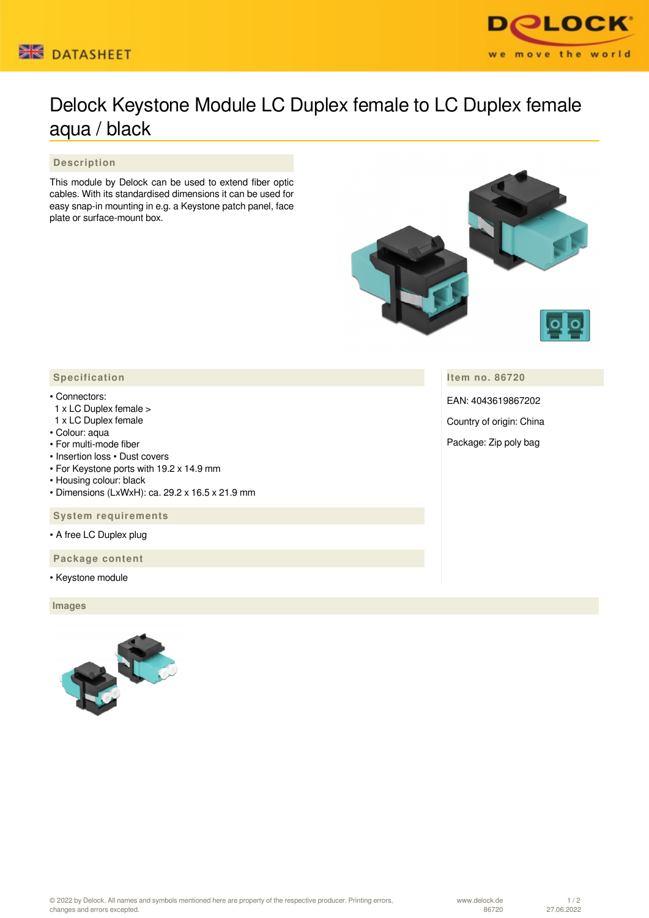# Delock Keystone Module LC Duplex female to LC Duplex female aqua / black

## Description

This module by Delock can be used to extend fiber optic cables. With its standardised dimensions it can be used for easy snap-in mounting in e.g. a Keystone patch panel, face plate or surface-mount box.

## Specification

- Connectors:
  1 x LC Duplex female >
  1 x LC Duplex female
- Colour: aqua
- For multi-mode fiber
- Insertion loss • Dust covers
- For Keystone ports with 19.2 x 14.9 mm
- Housing colour: black
- Dimensions (LxWxH): ca. 29.2 x 16.5 x 21.9 mm

## System requirements

- A free LC Duplex plug

## Package content

- Keystone module

## Item no. 86720

EAN: 4043619867202

Country of origin: China

Package: Zip poly bag

## Images

© 2022 by Delock. All names and symbols mentioned here are property of the respective producer. Printing errors, changes and errors excepted.

www.delock.de
86720
27.06.2022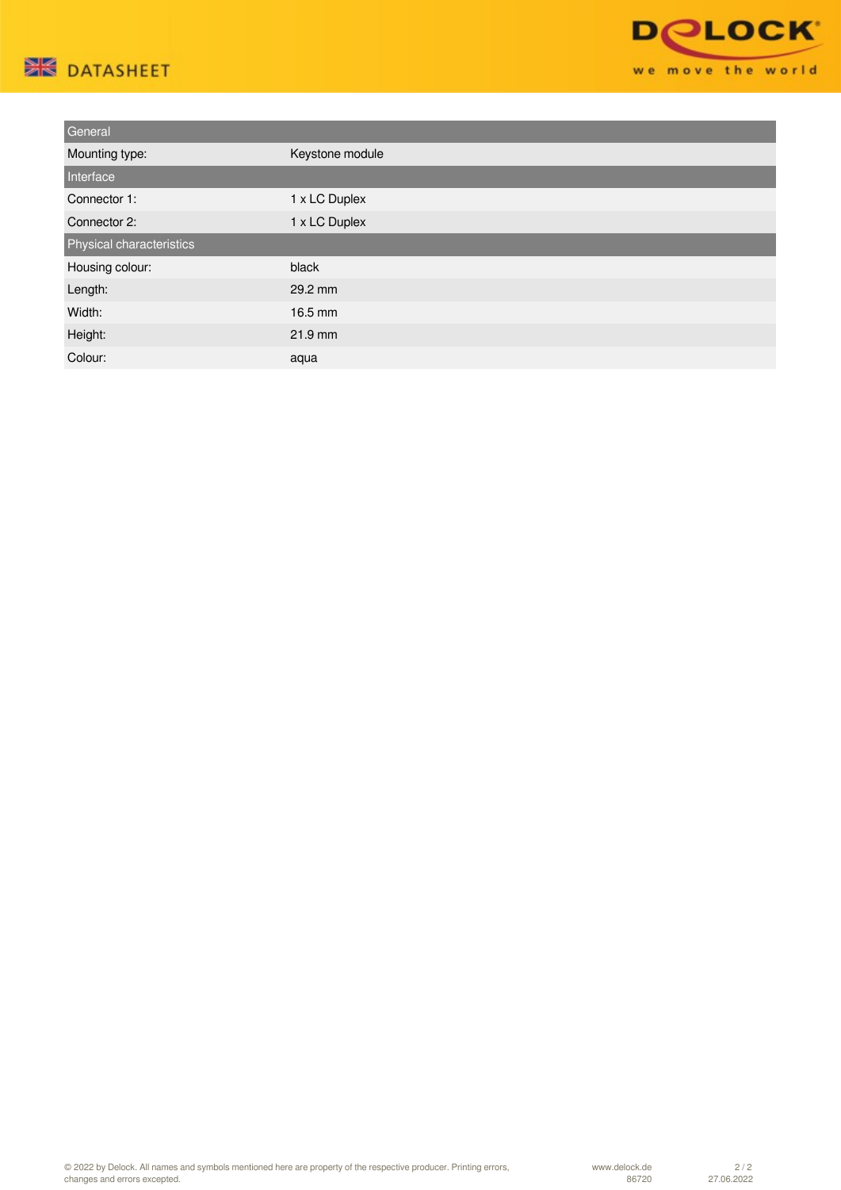| | |
|---|---|
| **General** | |
| Mounting type: | Keystone module |
| **Interface** | |
| Connector 1: | 1 x LC Duplex |
| Connector 2: | 1 x LC Duplex |
| **Physical characteristics** | |
| Housing colour: | black |
| Length: | 29.2 mm |
| Width: | 16.5 mm |
| Height: | 21.9 mm |
| Colour: | aqua |